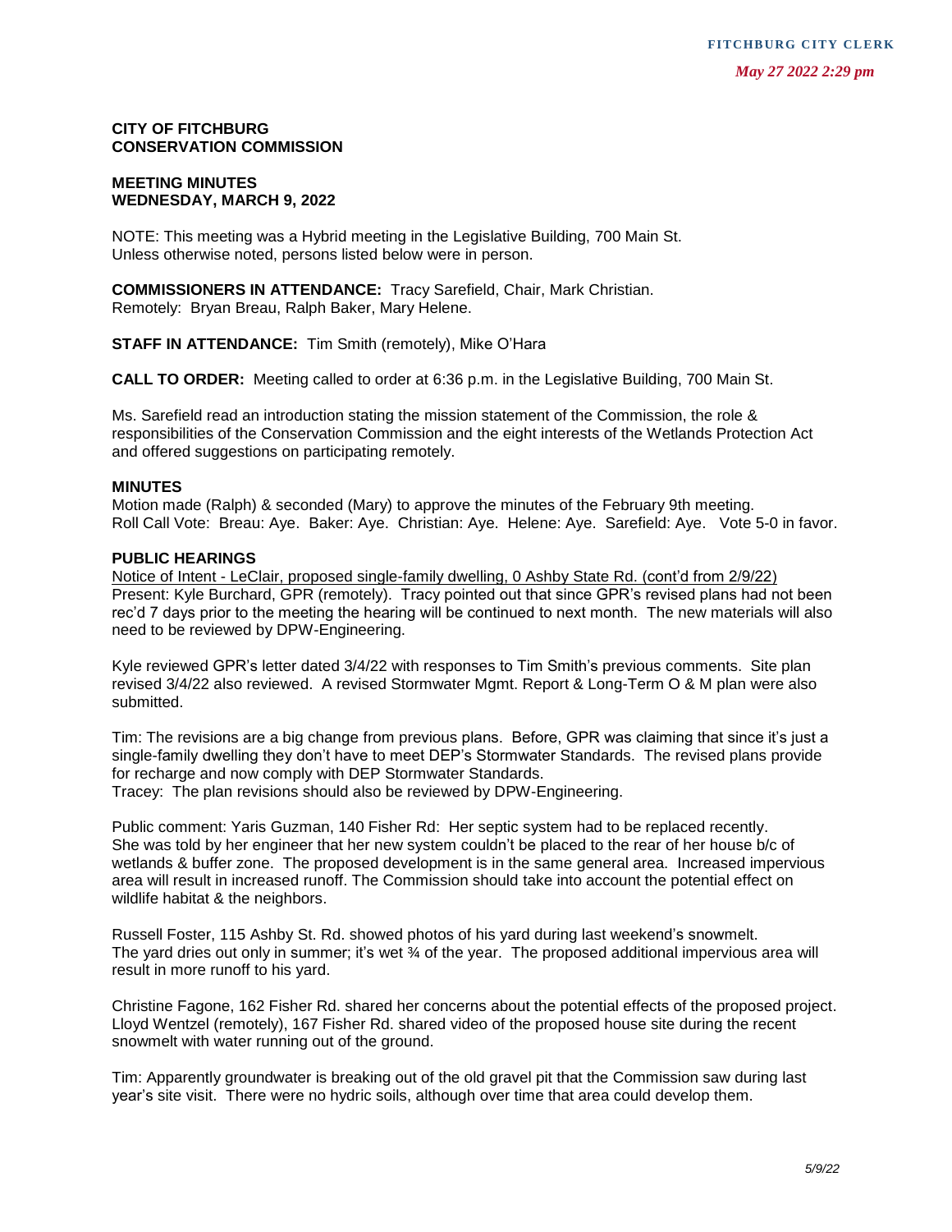FITCHBURG CITY CLERK

*May 27 2022 2:29 pm*

**CITY OF FITCHBURG**
**CONSERVATION COMMISSION**

**MEETING MINUTES**
**WEDNESDAY, MARCH 9, 2022**

NOTE: This meeting was a Hybrid meeting in the Legislative Building, 700 Main St.
Unless otherwise noted, persons listed below were in person.

**COMMISSIONERS IN ATTENDANCE:** Tracy Sarefield, Chair, Mark Christian.
Remotely: Bryan Breau, Ralph Baker, Mary Helene.

**STAFF IN ATTENDANCE:** Tim Smith (remotely), Mike O'Hara

**CALL TO ORDER:** Meeting called to order at 6:36 p.m. in the Legislative Building, 700 Main St.

Ms. Sarefield read an introduction stating the mission statement of the Commission, the role & responsibilities of the Conservation Commission and the eight interests of the Wetlands Protection Act and offered suggestions on participating remotely.

**MINUTES**

Motion made (Ralph) & seconded (Mary) to approve the minutes of the February 9th meeting.
Roll Call Vote: Breau: Aye. Baker: Aye. Christian: Aye. Helene: Aye. Sarefield: Aye. Vote 5-0 in favor.

**PUBLIC HEARINGS**

Notice of Intent - LeClair, proposed single-family dwelling, 0 Ashby State Rd. (cont'd from 2/9/22)
Present: Kyle Burchard, GPR (remotely). Tracy pointed out that since GPR's revised plans had not been rec'd 7 days prior to the meeting the hearing will be continued to next month. The new materials will also need to be reviewed by DPW-Engineering.

Kyle reviewed GPR's letter dated 3/4/22 with responses to Tim Smith's previous comments. Site plan revised 3/4/22 also reviewed. A revised Stormwater Mgmt. Report & Long-Term O & M plan were also submitted.

Tim: The revisions are a big change from previous plans. Before, GPR was claiming that since it's just a single-family dwelling they don't have to meet DEP's Stormwater Standards. The revised plans provide for recharge and now comply with DEP Stormwater Standards.
Tracey: The plan revisions should also be reviewed by DPW-Engineering.

Public comment: Yaris Guzman, 140 Fisher Rd: Her septic system had to be replaced recently. She was told by her engineer that her new system couldn't be placed to the rear of her house b/c of wetlands & buffer zone. The proposed development is in the same general area. Increased impervious area will result in increased runoff. The Commission should take into account the potential effect on wildlife habitat & the neighbors.

Russell Foster, 115 Ashby St. Rd. showed photos of his yard during last weekend's snowmelt. The yard dries out only in summer; it's wet ¾ of the year. The proposed additional impervious area will result in more runoff to his yard.

Christine Fagone, 162 Fisher Rd. shared her concerns about the potential effects of the proposed project. Lloyd Wentzel (remotely), 167 Fisher Rd. shared video of the proposed house site during the recent snowmelt with water running out of the ground.

Tim: Apparently groundwater is breaking out of the old gravel pit that the Commission saw during last year's site visit. There were no hydric soils, although over time that area could develop them.

*5/9/22*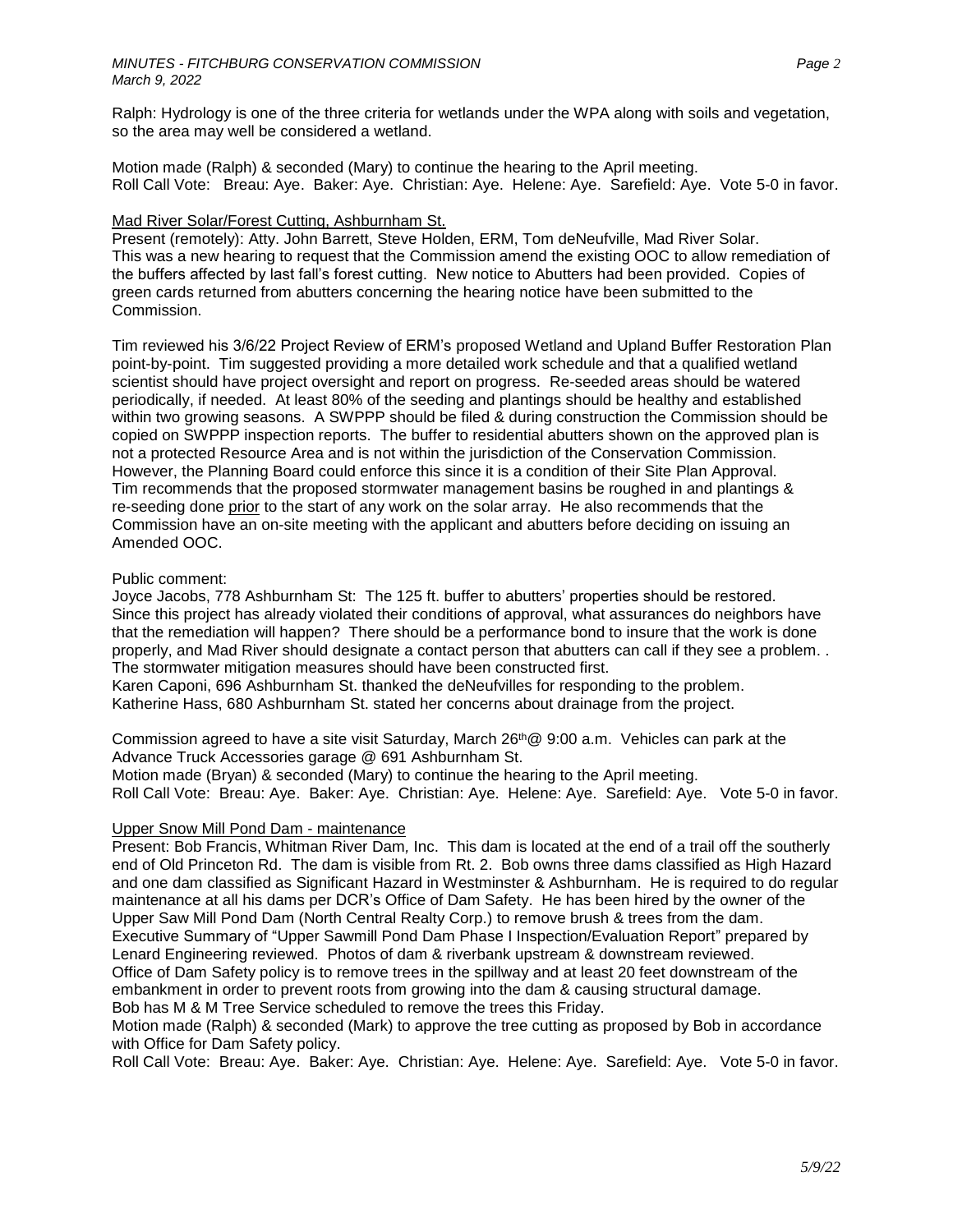Ralph: Hydrology is one of the three criteria for wetlands under the WPA along with soils and vegetation, so the area may well be considered a wetland.

Motion made (Ralph) & seconded (Mary) to continue the hearing to the April meeting.
Roll Call Vote: Breau: Aye. Baker: Aye. Christian: Aye. Helene: Aye. Sarefield: Aye. Vote 5-0 in favor.

Mad River Solar/Forest Cutting, Ashburnham St.

Present (remotely): Atty. John Barrett, Steve Holden, ERM, Tom deNeufville, Mad River Solar.
This was a new hearing to request that the Commission amend the existing OOC to allow remediation of the buffers affected by last fall's forest cutting. New notice to Abutters had been provided. Copies of green cards returned from abutters concerning the hearing notice have been submitted to the Commission.

Tim reviewed his 3/6/22 Project Review of ERM's proposed Wetland and Upland Buffer Restoration Plan point-by-point. Tim suggested providing a more detailed work schedule and that a qualified wetland scientist should have project oversight and report on progress. Re-seeded areas should be watered periodically, if needed. At least 80% of the seeding and plantings should be healthy and established within two growing seasons. A SWPPP should be filed & during construction the Commission should be copied on SWPPP inspection reports. The buffer to residential abutters shown on the approved plan is not a protected Resource Area and is not within the jurisdiction of the Conservation Commission. However, the Planning Board could enforce this since it is a condition of their Site Plan Approval. Tim recommends that the proposed stormwater management basins be roughed in and plantings & re-seeding done prior to the start of any work on the solar array. He also recommends that the Commission have an on-site meeting with the applicant and abutters before deciding on issuing an Amended OOC.

Public comment:
Joyce Jacobs, 778 Ashburnham St: The 125 ft. buffer to abutters' properties should be restored. Since this project has already violated their conditions of approval, what assurances do neighbors have that the remediation will happen? There should be a performance bond to insure that the work is done properly, and Mad River should designate a contact person that abutters can call if they see a problem. . The stormwater mitigation measures should have been constructed first.
Karen Caponi, 696 Ashburnham St. thanked the deNeufvilles for responding to the problem.
Katherine Hass, 680 Ashburnham St. stated her concerns about drainage from the project.

Commission agreed to have a site visit Saturday, March 26th @ 9:00 a.m. Vehicles can park at the Advance Truck Accessories garage @ 691 Ashburnham St.
Motion made (Bryan) & seconded (Mary) to continue the hearing to the April meeting.
Roll Call Vote: Breau: Aye. Baker: Aye. Christian: Aye. Helene: Aye. Sarefield: Aye. Vote 5-0 in favor.

Upper Snow Mill Pond Dam - maintenance

Present: Bob Francis, Whitman River Dam, Inc. This dam is located at the end of a trail off the southerly end of Old Princeton Rd. The dam is visible from Rt. 2. Bob owns three dams classified as High Hazard and one dam classified as Significant Hazard in Westminster & Ashburnham. He is required to do regular maintenance at all his dams per DCR's Office of Dam Safety. He has been hired by the owner of the Upper Saw Mill Pond Dam (North Central Realty Corp.) to remove brush & trees from the dam.
Executive Summary of "Upper Sawmill Pond Dam Phase I Inspection/Evaluation Report" prepared by Lenard Engineering reviewed. Photos of dam & riverbank upstream & downstream reviewed.
Office of Dam Safety policy is to remove trees in the spillway and at least 20 feet downstream of the embankment in order to prevent roots from growing into the dam & causing structural damage.
Bob has M & M Tree Service scheduled to remove the trees this Friday.
Motion made (Ralph) & seconded (Mark) to approve the tree cutting as proposed by Bob in accordance with Office for Dam Safety policy.
Roll Call Vote: Breau: Aye. Baker: Aye. Christian: Aye. Helene: Aye. Sarefield: Aye. Vote 5-0 in favor.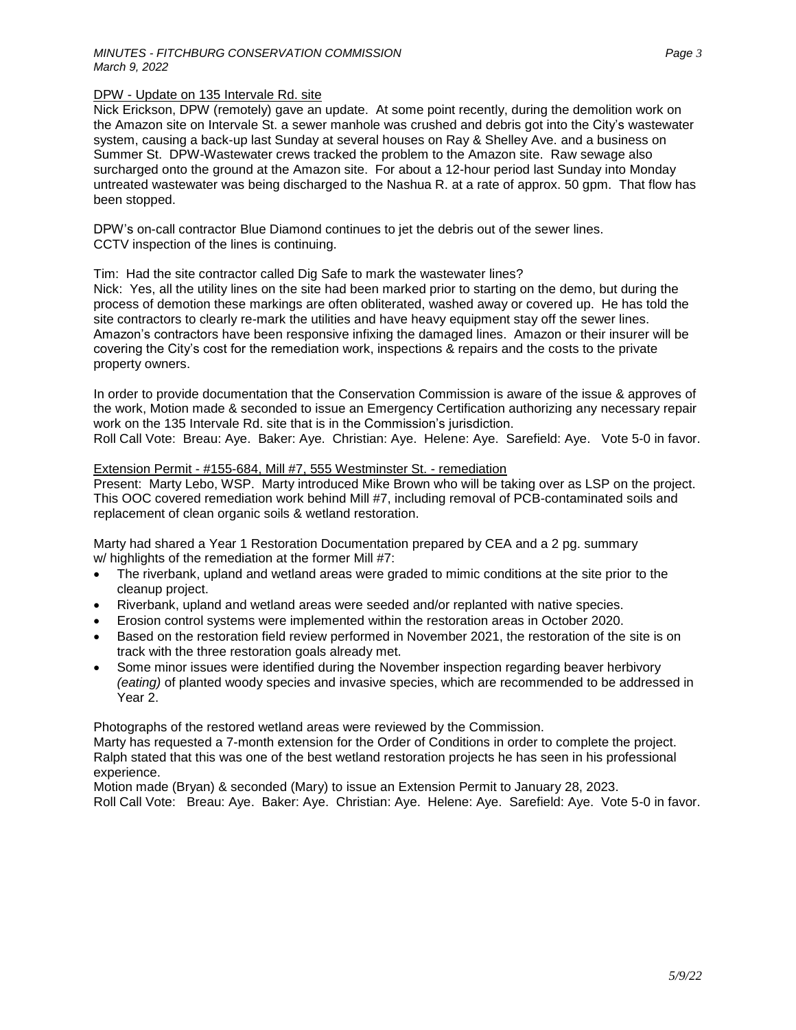DPW - Update on 135 Intervale Rd. site

Nick Erickson, DPW (remotely) gave an update. At some point recently, during the demolition work on the Amazon site on Intervale St. a sewer manhole was crushed and debris got into the City's wastewater system, causing a back-up last Sunday at several houses on Ray & Shelley Ave. and a business on Summer St. DPW-Wastewater crews tracked the problem to the Amazon site. Raw sewage also surcharged onto the ground at the Amazon site. For about a 12-hour period last Sunday into Monday untreated wastewater was being discharged to the Nashua R. at a rate of approx. 50 gpm. That flow has been stopped.

DPW's on-call contractor Blue Diamond continues to jet the debris out of the sewer lines.
CCTV inspection of the lines is continuing.

Tim: Had the site contractor called Dig Safe to mark the wastewater lines?
Nick: Yes, all the utility lines on the site had been marked prior to starting on the demo, but during the process of demotion these markings are often obliterated, washed away or covered up. He has told the site contractors to clearly re-mark the utilities and have heavy equipment stay off the sewer lines. Amazon's contractors have been responsive infixing the damaged lines. Amazon or their insurer will be covering the City's cost for the remediation work, inspections & repairs and the costs to the private property owners.

In order to provide documentation that the Conservation Commission is aware of the issue & approves of the work, Motion made & seconded to issue an Emergency Certification authorizing any necessary repair work on the 135 Intervale Rd. site that is in the Commission's jurisdiction.
Roll Call Vote: Breau: Aye. Baker: Aye. Christian: Aye. Helene: Aye. Sarefield: Aye. Vote 5-0 in favor.

Extension Permit - #155-684, Mill #7, 555 Westminster St. - remediation

Present: Marty Lebo, WSP. Marty introduced Mike Brown who will be taking over as LSP on the project. This OOC covered remediation work behind Mill #7, including removal of PCB-contaminated soils and replacement of clean organic soils & wetland restoration.

Marty had shared a Year 1 Restoration Documentation prepared by CEA and a 2 pg. summary w/ highlights of the remediation at the former Mill #7:

- The riverbank, upland and wetland areas were graded to mimic conditions at the site prior to the cleanup project.
- Riverbank, upland and wetland areas were seeded and/or replanted with native species.
- Erosion control systems were implemented within the restoration areas in October 2020.
- Based on the restoration field review performed in November 2021, the restoration of the site is on track with the three restoration goals already met.
- Some minor issues were identified during the November inspection regarding beaver herbivory *(eating)* of planted woody species and invasive species, which are recommended to be addressed in Year 2.

Photographs of the restored wetland areas were reviewed by the Commission.
Marty has requested a 7-month extension for the Order of Conditions in order to complete the project.
Ralph stated that this was one of the best wetland restoration projects he has seen in his professional experience.
Motion made (Bryan) & seconded (Mary) to issue an Extension Permit to January 28, 2023.
Roll Call Vote: Breau: Aye. Baker: Aye. Christian: Aye. Helene: Aye. Sarefield: Aye. Vote 5-0 in favor.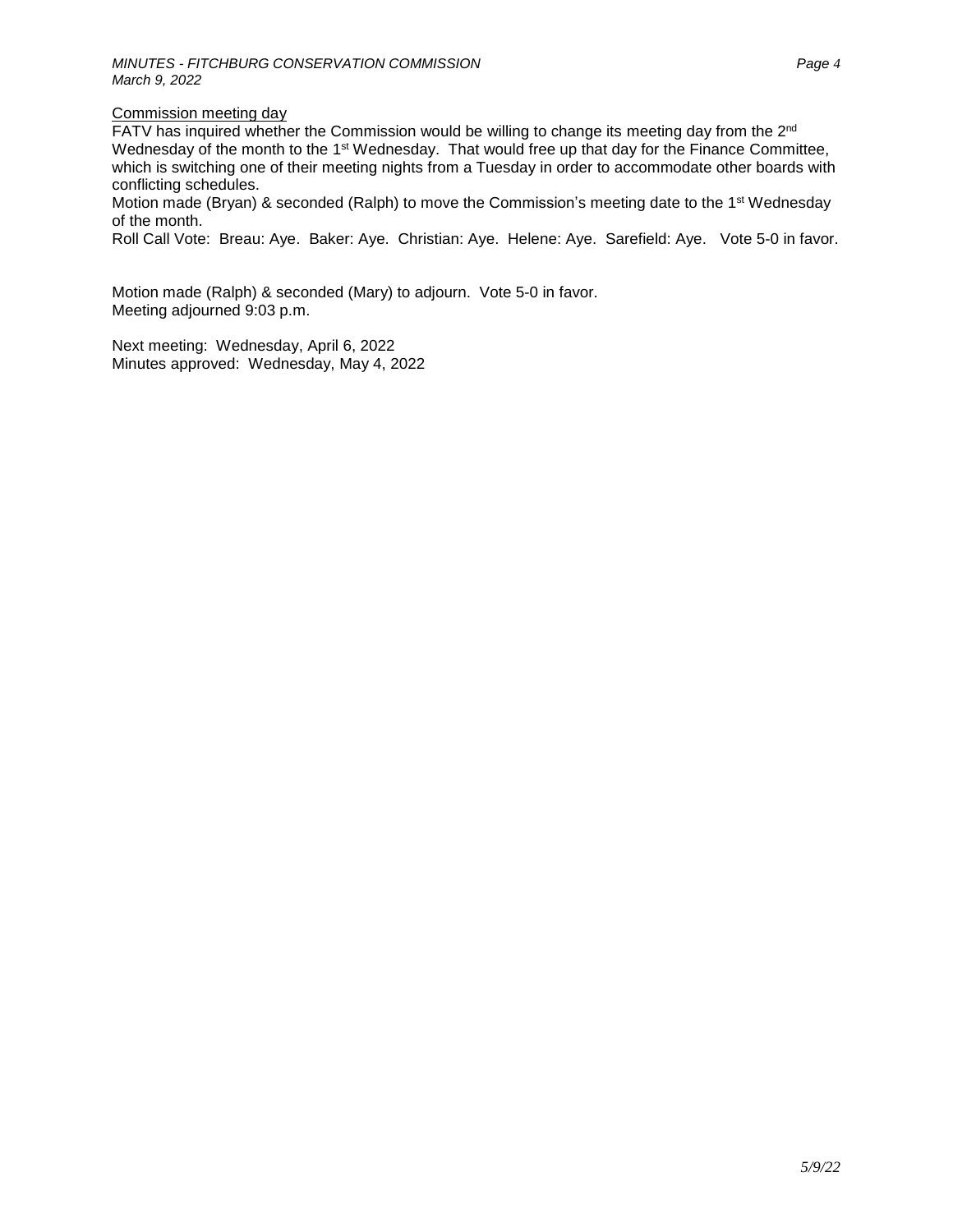<u>Commission meeting day</u>

FATV has inquired whether the Commission would be willing to change its meeting day from the 2nd Wednesday of the month to the 1st Wednesday. That would free up that day for the Finance Committee, which is switching one of their meeting nights from a Tuesday in order to accommodate other boards with conflicting schedules.

Motion made (Bryan) & seconded (Ralph) to move the Commission's meeting date to the 1st Wednesday of the month.

Roll Call Vote: Breau: Aye. Baker: Aye. Christian: Aye. Helene: Aye. Sarefield: Aye. Vote 5-0 in favor.

Motion made (Ralph) & seconded (Mary) to adjourn. Vote 5-0 in favor.
Meeting adjourned 9:03 p.m.

Next meeting: Wednesday, April 6, 2022
Minutes approved: Wednesday, May 4, 2022